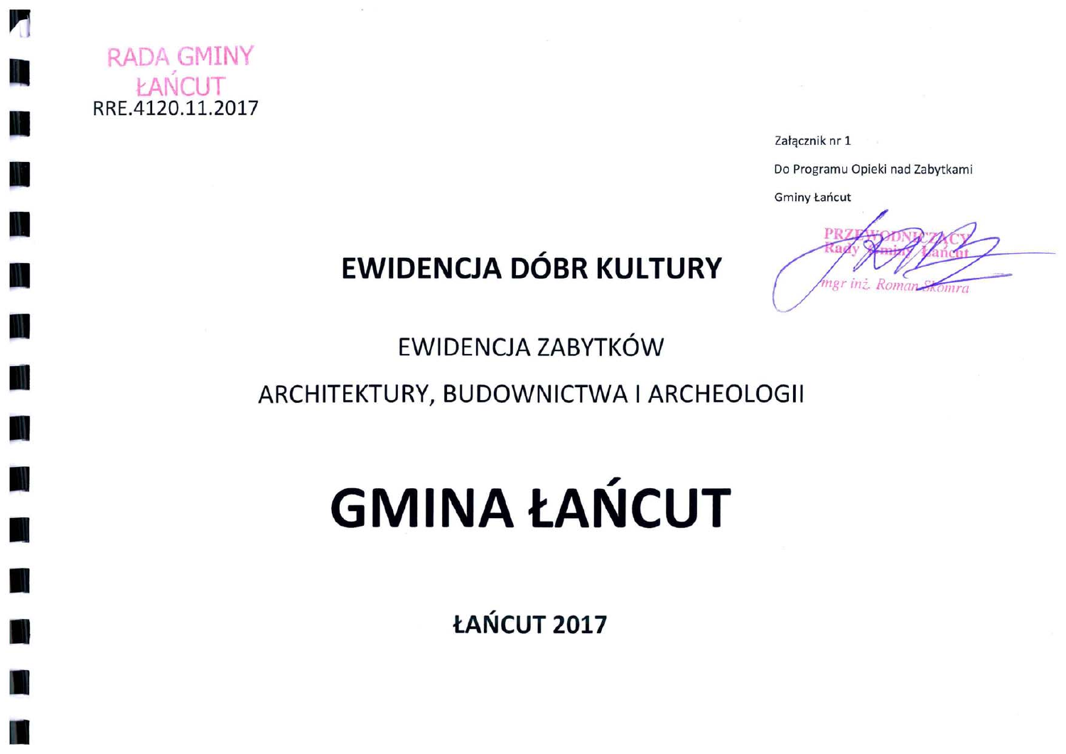RADA GMINY
ŁAŃCUT
RRE.4120.11.2017

Załącznik nr 1

Do Programu Opieki nad Zabytkami

Gminy Łańcut

PRZEWODNICZĄCY
Rady Gminy Łańcut
mgr inż. Roman Skomra

# EWIDENCJA DÓBR KULTURY

## EWIDENCJA ZABYTKÓW

## ARCHITEKTURY, BUDOWNICTWA I ARCHEOLOGII

# GMINA ŁAŃCUT

**ŁAŃCUT 2017**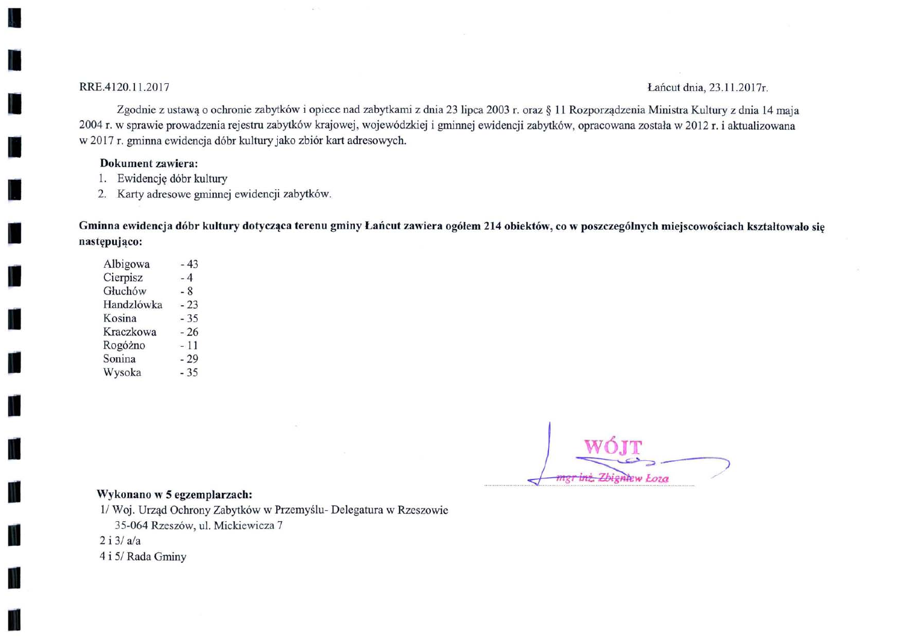RRE.4120.11.2017

Łańcut dnia, 23.11.2017r.

Zgodnie z ustawą o ochronie zabytków i opiece nad zabytkami z dnia 23 lipca 2003 r. oraz § 11 Rozporządzenia Ministra Kultury z dnia 14 maja 2004 r. w sprawie prowadzenia rejestru zabytków krajowej, wojewódzkiej i gminnej ewidencji zabytków, opracowana została w 2012 r. i aktualizowana w 2017 r. gminna ewidencja dóbr kultury jako zbiór kart adresowych.

**Dokument zawiera:**

1. Ewidencję dóbr kultury
2. Karty adresowe gminnej ewidencji zabytków.

**Gminna ewidencja dóbr kultury dotycząca terenu gminy Łańcut zawiera ogółem 214 obiektów, co w poszczególnych miejscowościach kształtowało się następująco:**

| | |
|---|---|
| Albigowa | - 43 |
| Cierpisz | - 4 |
| Głuchów | - 8 |
| Handzlówka | - 23 |
| Kosina | - 35 |
| Kraczkowa | - 26 |
| Rogóżno | - 11 |
| Sonina | - 29 |
| Wysoka | - 35 |

WÓJT
mgr inż. Zbigniew Łoza

**Wykonano w 5 egzemplarzach:**

1/ Woj. Urząd Ochrony Zabytków w Przemyślu- Delegatura w Rzeszowie
35-064 Rzeszów, ul. Mickiewicza 7

2 i 3/ a/a

4 i 5/ Rada Gminy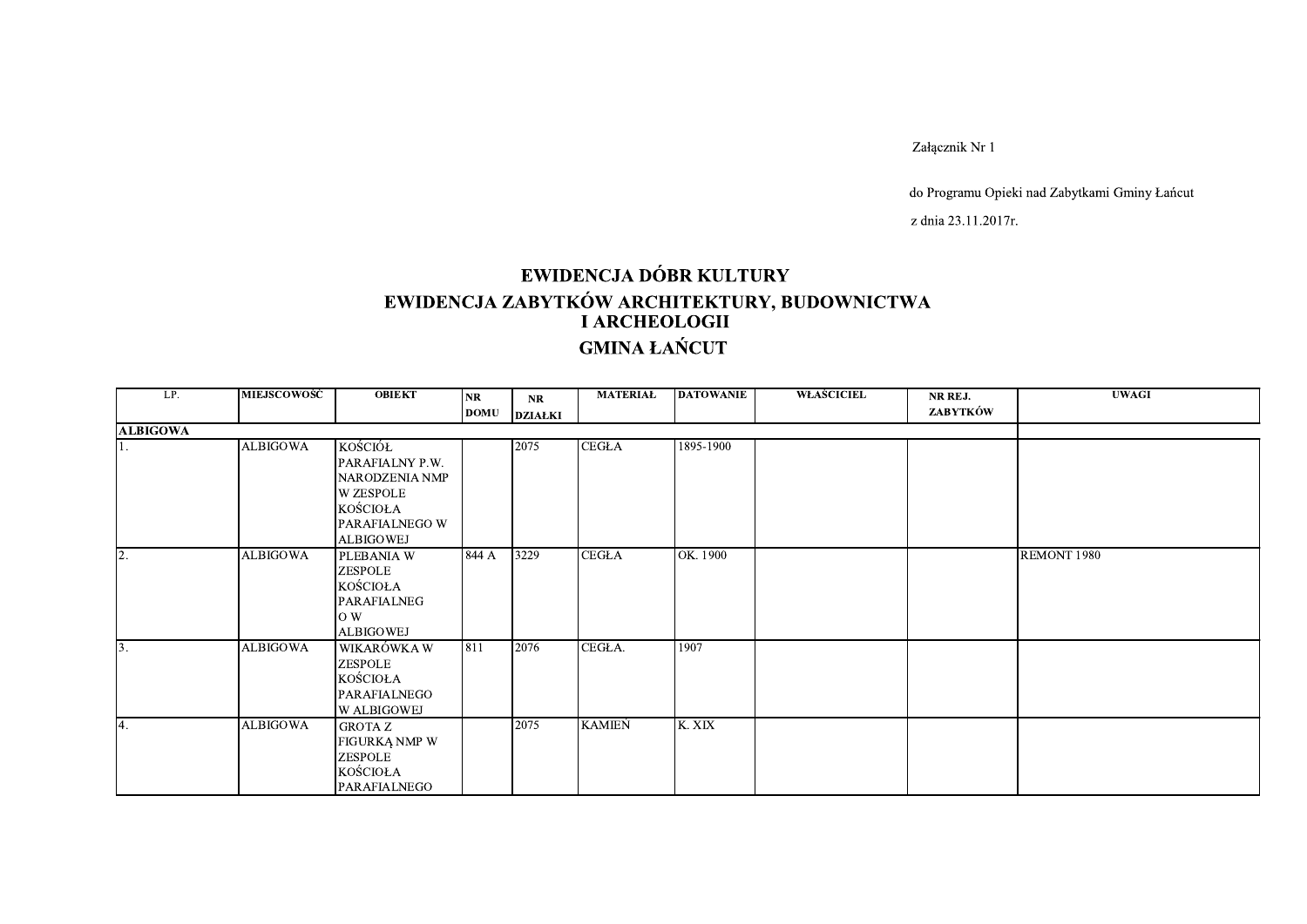Załącznik Nr 1

do Programu Opieki nad Zabytkami Gminy Łańcut

z dnia 23.11.2017r.

# EWIDENCJA DÓBR KULTURY

## EWIDENCJA ZABYTKÓW ARCHITEKTURY, BUDOWNICTWA I ARCHEOLOGII

## GMINA ŁAŃCUT

| LP. | MIEJSCOWOŚĆ | OBIEKT | NR DOMU | NR DZIAŁKI | MATERIAŁ | DATOWANIE | WŁAŚCICIEL | NR REJ. ZABYTKÓW | UWAGI |
|---|---|---|---|---|---|---|---|---|---|
| **ALBIGOWA** | | | | | | | | | |
| 1. | ALBIGOWA | KOŚCIÓŁ PARAFIALNY P.W. NARODZENIA NMP W ZESPOLE KOŚCIOŁA PARAFIALNEGO W ALBIGOWEJ | | 2075 | CEGŁA | 1895-1900 | | | |
| 2. | ALBIGOWA | PLEBANIA W ZESPOLE KOŚCIOŁA PARAFIALNEGO W ALBIGOWEJ | 844 A | 3229 | CEGŁA | OK. 1900 | | | REMONT 1980 |
| 3. | ALBIGOWA | WIKARÓWKA W ZESPOLE KOŚCIOŁA PARAFIALNEGO W ALBIGOWEJ | 811 | 2076 | CEGŁA. | 1907 | | | |
| 4. | ALBIGOWA | GROTA Z FIGURKĄ NMP W ZESPOLE KOŚCIOŁA PARAFIALNEGO | | 2075 | KAMIEŃ | K. XIX | | | |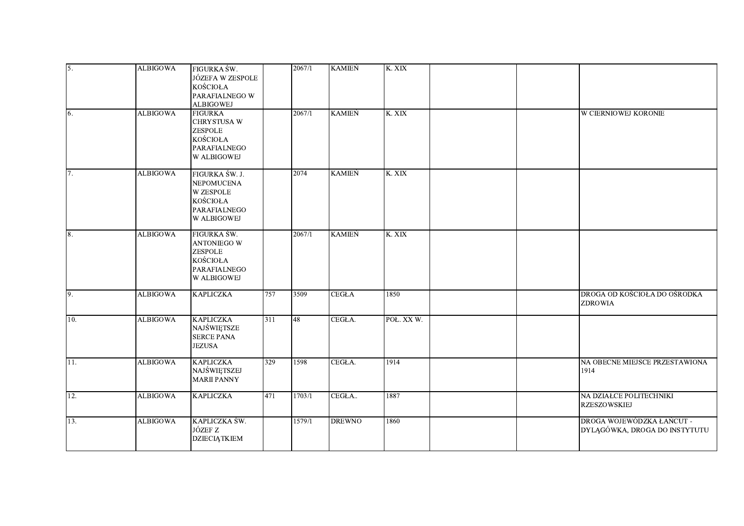| 5. | ALBIGOWA | FIGURKA ŚW. JÓZEFA W ZESPOLE KOŚCIOŁA PARAFIALNEGO W ALBIGOWEJ | | 2067/1 | KAMIEŃ | K. XIX | | | |
|---|---|---|---|---|---|---|---|---|---|
| 6. | ALBIGOWA | FIGURKA CHRYSTUSA W ZESPOLE KOŚCIOŁA PARAFIALNEGO W ALBIGOWEJ | | 2067/1 | KAMIEŃ | K. XIX | | | W CIERNIOWEJ KORONIE |
| 7. | ALBIGOWA | FIGURKA ŚW. J. NEPOMUCENA W ZESPOLE KOŚCIOŁA PARAFIALNEGO W ALBIGOWEJ | | 2074 | KAMIEŃ | K. XIX | | | |
| 8. | ALBIGOWA | FIGURKA ŚW. ANTONIEGO W ZESPOLE KOŚCIOŁA PARAFIALNEGO W ALBIGOWEJ | | 2067/1 | KAMIEŃ | K. XIX | | | |
| 9. | ALBIGOWA | KAPLICZKA | 757 | 3509 | CEGŁA | 1850 | | | DROGA OD KOŚCIOŁA DO OŚRODKA ZDROWIA |
| 10. | ALBIGOWA | KAPLICZKA NAJŚWIĘTSZE SERCE PANA JEZUSA | 311 | 48 | CEGŁA. | POŁ. XX W. | | | |
| 11. | ALBIGOWA | KAPLICZKA NAJŚWIĘTSZEJ MARII PANNY | 329 | 1598 | CEGŁA. | 1914 | | | NA OBECNE MIEJSCE PRZESTAWIONA 1914 |
| 12. | ALBIGOWA | KAPLICZKA | 471 | 1703/1 | CEGŁA.. | 1887 | | | NA DZIAŁCE POLITECHNIKI RZESZOWSKIEJ |
| 13. | ALBIGOWA | KAPLICZKA ŚW. JÓZEF Z DZIECIĄTKIEM | | 1579/1 | DREWNO | 1860 | | | DROGA WOJEWÓDZKA ŁAŃCUT - DYLĄGÓWKA, DROGA DO INSTYTUTU |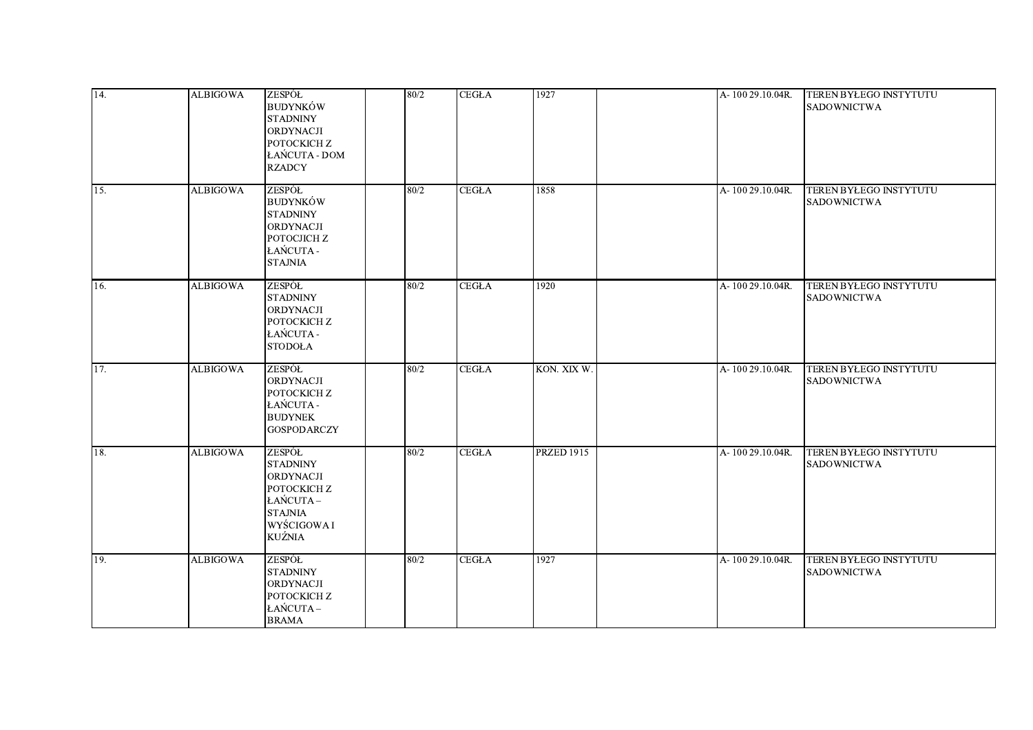| | | | | | | | | | |
|---|---|---|---|---|---|---|---|---|---|
| 14. | ALBIGOWA | ZESPÓŁ BUDYNKÓW STADNINY ORDYNACJI POTOCKICH Z ŁAŃCUTA - DOM RZADCY | | 80/2 | CEGŁA | 1927 | | A- 100 29.10.04R. | TEREN BYŁEGO INSTYTUTU SADOWNICTWA |
| 15. | ALBIGOWA | ZESPÓŁ BUDYNKÓW STADNINY ORDYNACJI POTOCJICH Z ŁAŃCUTA - STAJNIA | | 80/2 | CEGŁA | 1858 | | A- 100 29.10.04R. | TEREN BYŁEGO INSTYTUTU SADOWNICTWA |
| 16. | ALBIGOWA | ZESPÓŁ STADNINY ORDYNACJI POTOCKICH Z ŁAŃCUTA - STODOŁA | | 80/2 | CEGŁA | 1920 | | A- 100 29.10.04R. | TEREN BYŁEGO INSTYTUTU SADOWNICTWA |
| 17. | ALBIGOWA | ZESPÓŁ ORDYNACJI POTOCKICH Z ŁAŃCUTA - BUDYNEK GOSPODARCZY | | 80/2 | CEGŁA | KON. XIX W. | | A- 100 29.10.04R. | TEREN BYŁEGO INSTYTUTU SADOWNICTWA |
| 18. | ALBIGOWA | ZESPÓŁ STADNINY ORDYNACJI POTOCKICH Z ŁAŃCUTA – STAJNIA WYŚCIGOWA I KUŹNIA | | 80/2 | CEGŁA | PRZED 1915 | | A- 100 29.10.04R. | TEREN BYŁEGO INSTYTUTU SADOWNICTWA |
| 19. | ALBIGOWA | ZESPÓŁ STADNINY ORDYNACJI POTOCKICH Z ŁAŃCUTA – BRAMA | | 80/2 | CEGŁA | 1927 | | A- 100 29.10.04R. | TEREN BYŁEGO INSTYTUTU SADOWNICTWA |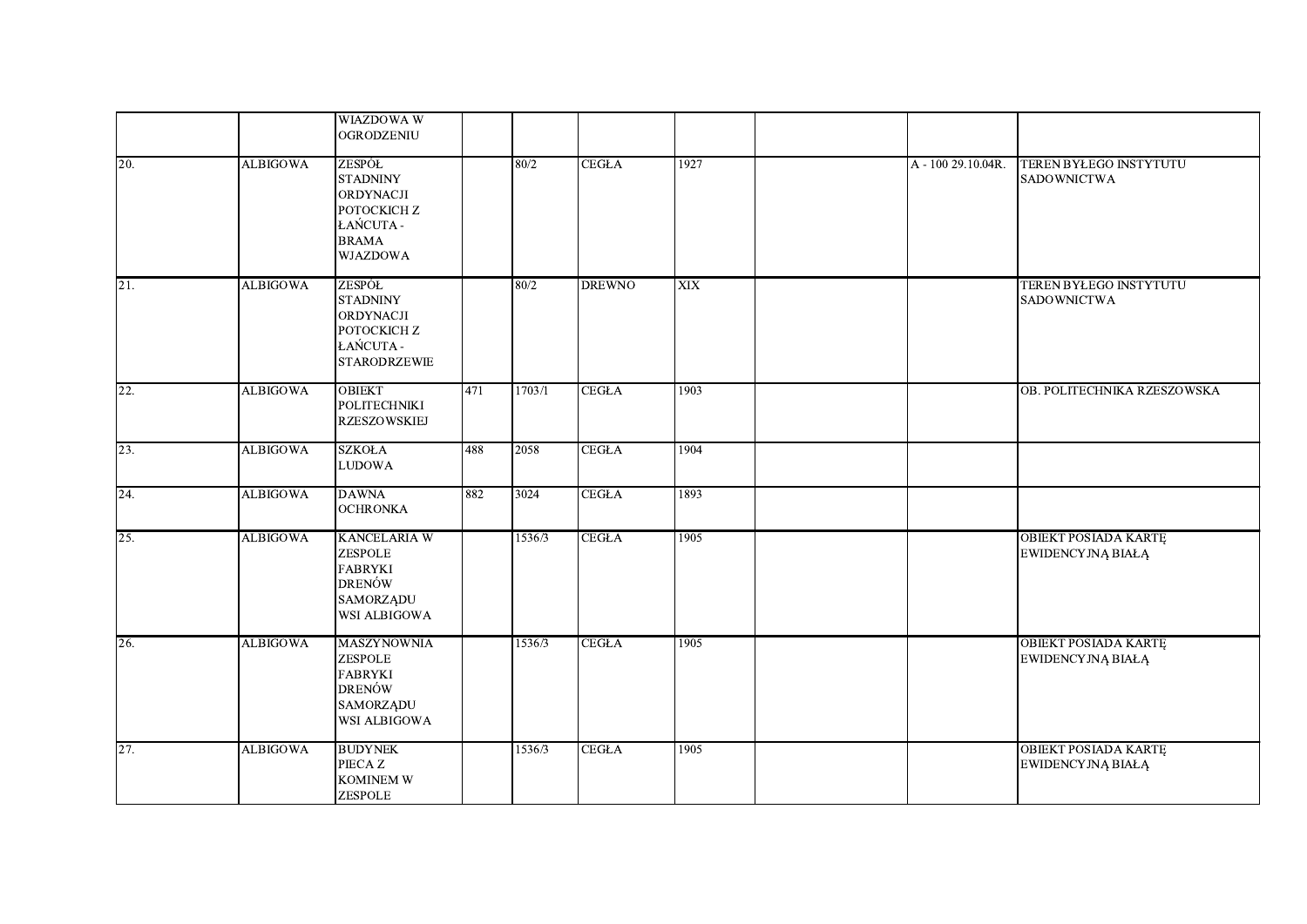| | | | | | | | | | |
|---|---|---|---|---|---|---|---|---|---|
| | | WIAZDOWA W OGRODZENIU | | | | | | | |
| 20. | ALBIGOWA | ZESPÓŁ STADNINY ORDYNACJI POTOCKICH Z ŁAŃCUTA - BRAMA WJAZDOWA | | 80/2 | CEGŁA | 1927 | | A - 100 29.10.04R. | TEREN BYŁEGO INSTYTUTU SADOWNICTWA |
| 21. | ALBIGOWA | ZESPÓŁ STADNINY ORDYNACJI POTOCKICH Z ŁAŃCUTA - STARODRZEWIE | | 80/2 | DREWNO | XIX | | | TEREN BYŁEGO INSTYTUTU SADOWNICTWA |
| 22. | ALBIGOWA | OBIEKT POLITECHNIKI RZESZOWSKIEJ | 471 | 1703/1 | CEGŁA | 1903 | | | OB. POLITECHNIKA RZESZOWSKA |
| 23. | ALBIGOWA | SZKOŁA LUDOWA | 488 | 2058 | CEGŁA | 1904 | | | |
| 24. | ALBIGOWA | DAWNA OCHRONKA | 882 | 3024 | CEGŁA | 1893 | | | |
| 25. | ALBIGOWA | KANCELARIA W ZESPOLE FABRYKI DRENÓW SAMORZĄDU WSI ALBIGOWA | | 1536/3 | CEGŁA | 1905 | | | OBIEKT POSIADA KARTĘ EWIDENCYJNĄ BIAŁĄ |
| 26. | ALBIGOWA | MASZYNOWNIA ZESPOLE FABRYKI DRENÓW SAMORZĄDU WSI ALBIGOWA | | 1536/3 | CEGŁA | 1905 | | | OBIEKT POSIADA KARTĘ EWIDENCYJNĄ BIAŁĄ |
| 27. | ALBIGOWA | BUDYNEK PIECA Z KOMINEM W ZESPOLE | | 1536/3 | CEGŁA | 1905 | | | OBIEKT POSIADA KARTĘ EWIDENCYJNĄ BIAŁĄ |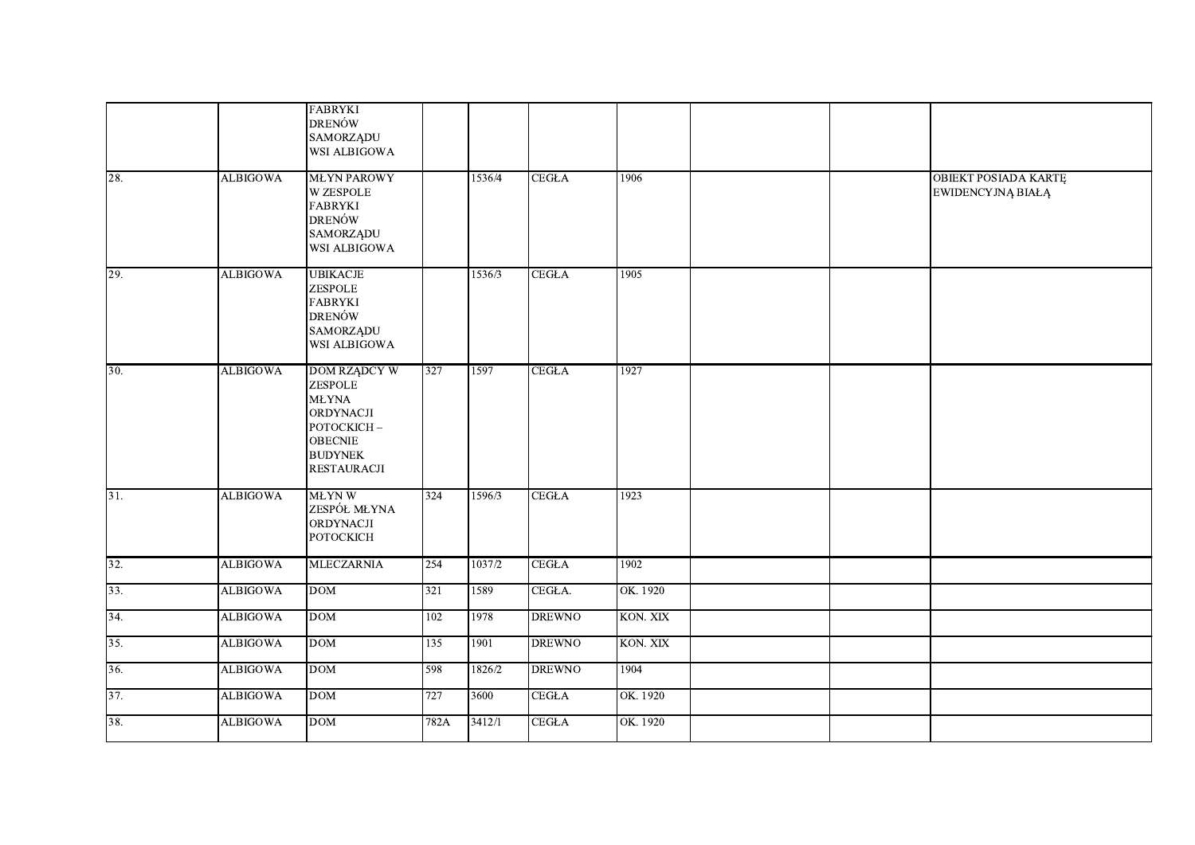| | | | | | | | | | |
|---|---|---|---|---|---|---|---|---|---|
| | | FABRYKI DRENÓW SAMORZĄDU WSI ALBIGOWA | | | | | | | |
| 28. | ALBIGOWA | MŁYN PAROWY W ZESPOLE FABRYKI DRENÓW SAMORZĄDU WSI ALBIGOWA | | 1536/4 | CEGŁA | 1906 | | | OBIEKT POSIADA KARTĘ EWIDENCYJNĄ BIAŁĄ |
| 29. | ALBIGOWA | UBIKACJE ZESPOLE FABRYKI DRENÓW SAMORZĄDU WSI ALBIGOWA | | 1536/3 | CEGŁA | 1905 | | | |
| 30. | ALBIGOWA | DOM RZĄDCY W ZESPOLE MŁYNA ORDYNACJI POTOCKICH – OBECNIE BUDYNEK RESTAURACJI | 327 | 1597 | CEGŁA | 1927 | | | |
| 31. | ALBIGOWA | MŁYN W ZESPÓŁ MŁYNA ORDYNACJI POTOCKICH | 324 | 1596/3 | CEGŁA | 1923 | | | |
| 32. | ALBIGOWA | MLECZARNIA | 254 | 1037/2 | CEGŁA | 1902 | | | |
| 33. | ALBIGOWA | DOM | 321 | 1589 | CEGŁA. | OK. 1920 | | | |
| 34. | ALBIGOWA | DOM | 102 | 1978 | DREWNO | KON. XIX | | | |
| 35. | ALBIGOWA | DOM | 135 | 1901 | DREWNO | KON. XIX | | | |
| 36. | ALBIGOWA | DOM | 598 | 1826/2 | DREWNO | 1904 | | | |
| 37. | ALBIGOWA | DOM | 727 | 3600 | CEGŁA | OK. 1920 | | | |
| 38. | ALBIGOWA | DOM | 782A | 3412/1 | CEGŁA | OK. 1920 | | | |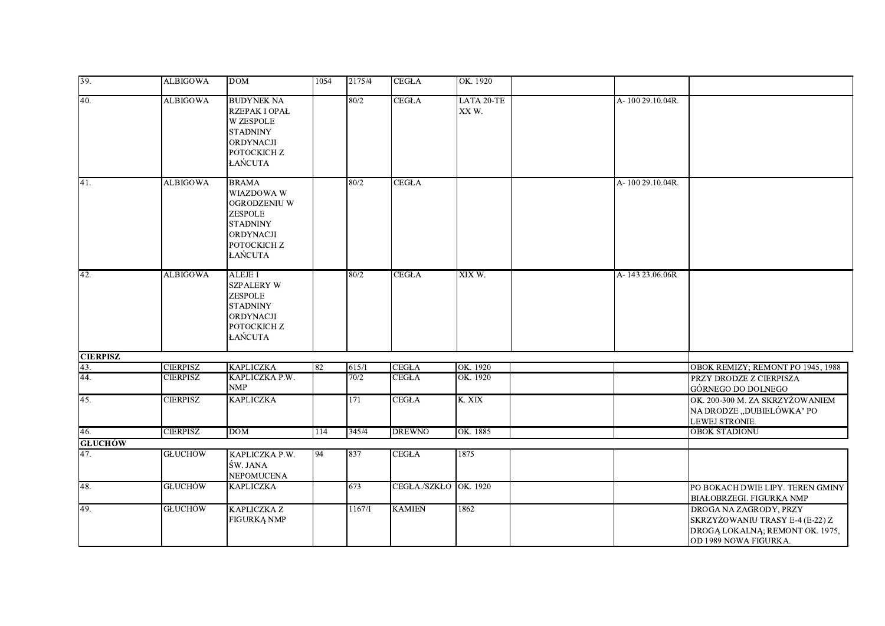| | | | | | | | | | |
|---|---|---|---|---|---|---|---|---|---|
| 39. | ALBIGOWA | DOM | 1054 | 2175/4 | CEGŁA | OK. 1920 | | | |
| 40. | ALBIGOWA | BUDYNEK NA RZEPAK I OPAŁ W ZESPOLE STADNINY ORDYNACJI POTOCKICH Z ŁAŃCUTA | | 80/2 | CEGŁA | LATA 20-TE XX W. | | A- 100 29.10.04R. | |
| 41. | ALBIGOWA | BRAMA WIAZDOWA W OGRODZENIU W ZESPOLE STADNINY ORDYNACJI POTOCKICH Z ŁAŃCUTA | | 80/2 | CEGŁA | | | A- 100 29.10.04R. | |
| 42. | ALBIGOWA | ALEJE I SZPALERY W ZESPOLE STADNINY ORDYNACJI POTOCKICH Z ŁAŃCUTA | | 80/2 | CEGŁA | XIX W. | | A- 143 23.06.06R | |
| **CIERPISZ** | | | | | | | | | |
| 43. | CIERPISZ | KAPLICZKA | 82 | 615/1 | CEGŁA | OK. 1920 | | | OBOK REMIZY; REMONT PO 1945, 1988 |
| 44. | CIERPISZ | KAPLICZKA P.W. NMP | | 70/2 | CEGŁA | OK. 1920 | | | PRZY DRODZE Z CIERPISZA GÓRNEGO DO DOLNEGO |
| 45. | CIERPISZ | KAPLICZKA | | 171 | CEGŁA | K. XIX | | | OK. 200-300 M. ZA SKRZYŻOWANIEM NA DRODZE „DUBIELÓWKA" PO LEWEJ STRONIE. |
| 46. | CIERPISZ | DOM | 114 | 345/4 | DREWNO | OK. 1885 | | | OBOK STADIONU |
| **GŁUCHÓW** | | | | | | | | | |
| 47. | GŁUCHÓW | KAPLICZKA P.W. ŚW. JANA NEPOMUCENA | 94 | 837 | CEGŁA | 1875 | | | |
| 48. | GŁUCHÓW | KAPLICZKA | | 673 | CEGŁA./SZKŁO | OK. 1920 | | | PO BOKACH DWIE LIPY. TEREN GMINY BIAŁOBRZEGI. FIGURKA NMP |
| 49. | GŁUCHÓW | KAPLICZKA Z FIGURKĄ NMP | | 1167/1 | KAMIEŃ | 1862 | | | DROGA NA ZAGRODY, PRZY SKRZYŻOWANIU TRASY E-4 (E-22) Z DROGĄ LOKALNĄ; REMONT OK. 1975, OD 1989 NOWA FIGURKA. |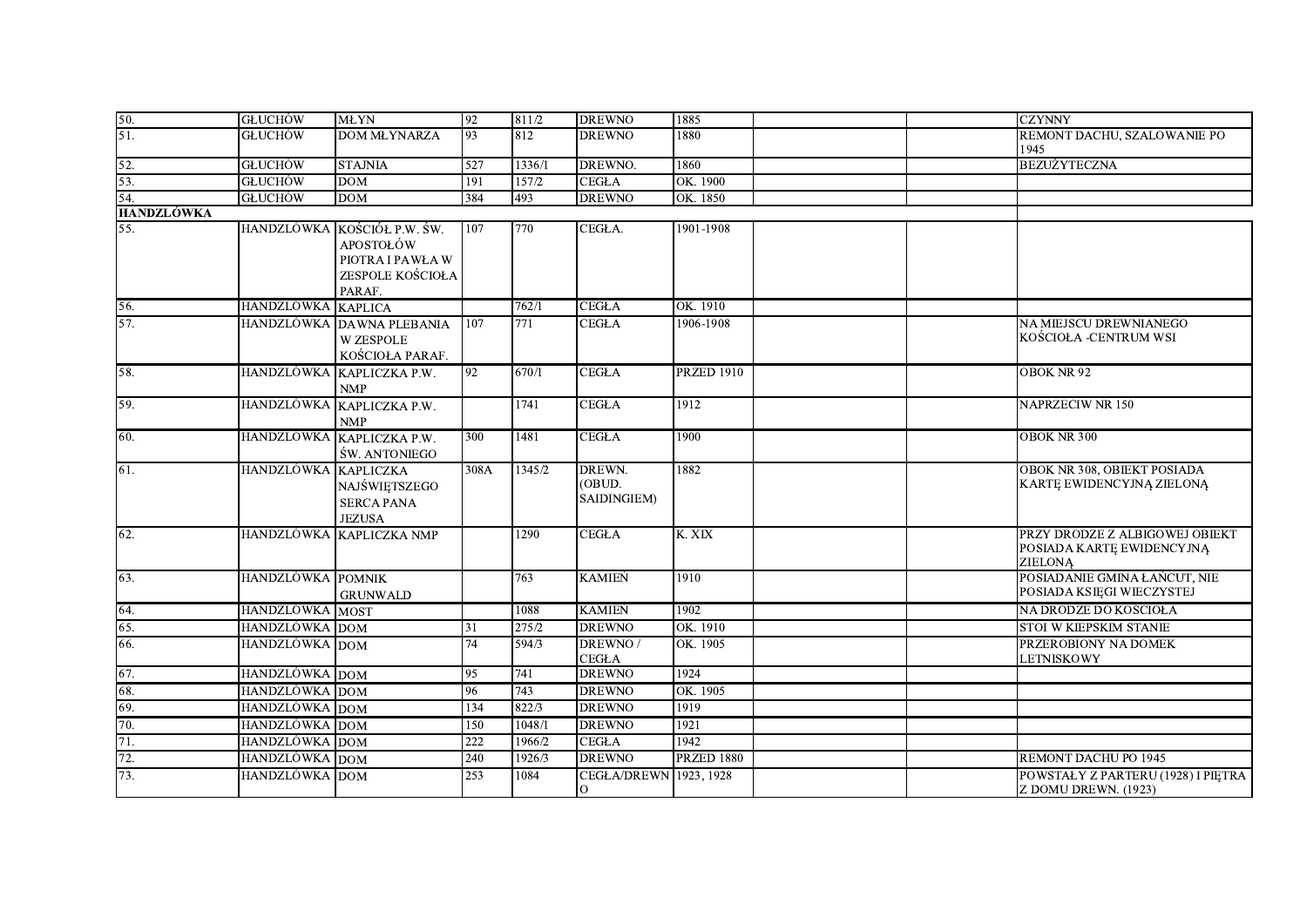| | | | | | | | | | |
|---|---|---|---|---|---|---|---|---|---|
| 50. | GŁUCHÓW | MŁYN | 92 | 811/2 | DREWNO | 1885 | | | CZYNNY |
| 51. | GŁUCHÓW | DOM MŁYNARZA | 93 | 812 | DREWNO | 1880 | | | REMONT DACHU, SZALOWANIE PO 1945 |
| 52. | GŁUCHÓW | STAJNIA | 527 | 1336/1 | DREWNO. | 1860 | | | BEZUŻYTECZNA |
| 53. | GŁUCHÓW | DOM | 191 | 157/2 | CEGŁA | OK. 1900 | | | |
| 54. | GŁUCHÓW | DOM | 384 | 493 | DREWNO | OK. 1850 | | | |
| **HANDZLÓWKA** | | | | | | | | | |
| 55. | HANDZLÓWKA | KOŚCIÓŁ P.W. ŚW. APOSTOŁÓW PIOTRA I PAWŁA W ZESPOLE KOŚCIOŁA PARAF. | 107 | 770 | CEGŁA. | 1901-1908 | | | |
| 56. | HANDZLÓWKA | KAPLICA | | 762/1 | CEGŁA | OK. 1910 | | | |
| 57. | HANDZLÓWKA | DAWNA PLEBANIA W ZESPOLE KOŚCIOŁA PARAF. | 107 | 771 | CEGŁA | 1906-1908 | | | NA MIEJSCU DREWNIANEGO KOŚCIOŁA -CENTRUM WSI |
| 58. | HANDZLÓWKA | KAPLICZKA P.W. NMP | 92 | 670/1 | CEGŁA | PRZED 1910 | | | OBOK NR 92 |
| 59. | HANDZLÓWKA | KAPLICZKA P.W. NMP | | 1741 | CEGŁA | 1912 | | | NAPRZECIW NR 150 |
| 60. | HANDZLÓWKA | KAPLICZKA P.W. ŚW. ANTONIEGO | 300 | 1481 | CEGŁA | 1900 | | | OBOK NR 300 |
| 61. | HANDZLÓWKA | KAPLICZKA NAJŚWIĘTSZEGO SERCA PANA JEZUSA | 308A | 1345/2 | DREWN. (OBUD. SAIDINGIEM) | 1882 | | | OBOK NR 308, OBIEKT POSIADA KARTĘ EWIDENCYJNĄ ZIELONĄ |
| 62. | HANDZLÓWKA | KAPLICZKA NMP | | 1290 | CEGŁA | K. XIX | | | PRZY DRODZE Z ALBIGOWEJ OBIEKT POSIADA KARTĘ EWIDENCYJNĄ ZIELONĄ |
| 63. | HANDZLÓWKA | POMNIK GRUNWALD | | 763 | KAMIEŃ | 1910 | | | POSIADANIE GMINA ŁAŃCUT, NIE POSIADA KSIĘGI WIECZYSTEJ |
| 64. | HANDZLÓWKA | MOST | | 1088 | KAMIEŃ | 1902 | | | NA DRODZE DO KOŚCIOŁA |
| 65. | HANDZLÓWKA | DOM | 31 | 275/2 | DREWNO | OK. 1910 | | | STOI W KIEPSKIM STANIE |
| 66. | HANDZLÓWKA | DOM | 74 | 594/3 | DREWNO / CEGŁA | OK. 1905 | | | PRZEROBIONY NA DOMEK LETNISKOWY |
| 67. | HANDZLÓWKA | DOM | 95 | 741 | DREWNO | 1924 | | | |
| 68. | HANDZLÓWKA | DOM | 96 | 743 | DREWNO | OK. 1905 | | | |
| 69. | HANDZLÓWKA | DOM | 134 | 822/3 | DREWNO | 1919 | | | |
| 70. | HANDZLÓWKA | DOM | 150 | 1048/1 | DREWNO | 1921 | | | |
| 71. | HANDZLÓWKA | DOM | 222 | 1966/2 | CEGŁA | 1942 | | | |
| 72. | HANDZLÓWKA | DOM | 240 | 1926/3 | DREWNO | PRZED 1880 | | | REMONT DACHU PO 1945 |
| 73. | HANDZLÓWKA | DOM | 253 | 1084 | CEGŁA/DREWNO | 1923, 1928 | | | POWSTAŁY Z PARTERU (1928) I PIĘTRA Z DOMU DREWN. (1923) |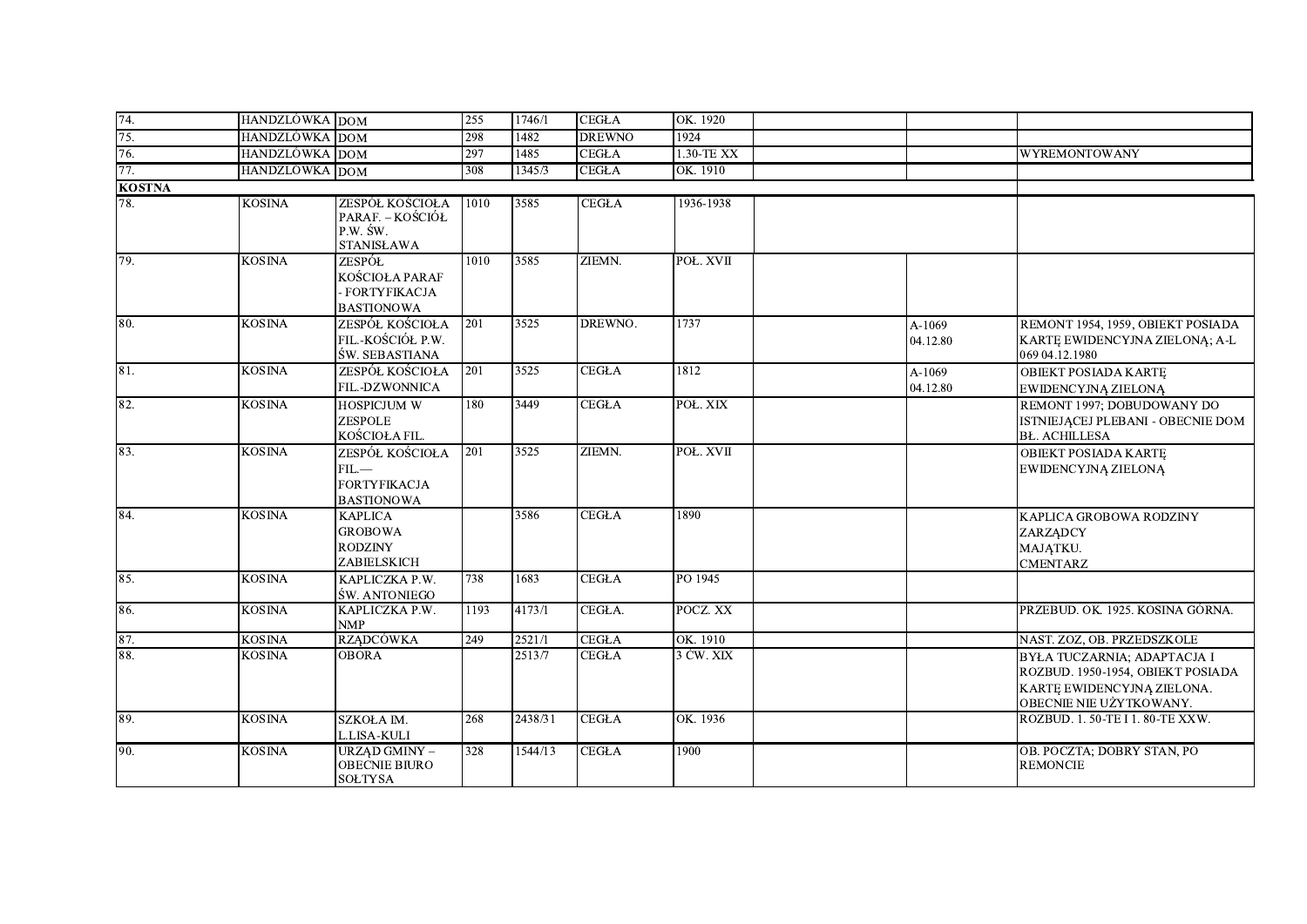| | | | | | | | | | |
|---|---|---|---|---|---|---|---|---|---|
| 74. | HANDZLÓWKA | DOM | 255 | 1746/1 | CEGŁA | OK. 1920 | | | |
| 75. | HANDZLÓWKA | DOM | 298 | 1482 | DREWNO | 1924 | | | |
| 76. | HANDZLÓWKA | DOM | 297 | 1485 | CEGŁA | 1.30-TE XX | | | WYREMONTOWANY |
| 77. | HANDZLÓWKA | DOM | 308 | 1345/3 | CEGŁA | OK. 1910 | | | |
| **KOSINA** | | | | | | | | | |
| 78. | KOSINA | ZESPÓŁ KOŚCIOŁA PARAF. – KOŚCIÓŁ P.W. ŚW. STANISŁAWA | 1010 | 3585 | CEGŁA | 1936-1938 | | | |
| 79. | KOSINA | ZESPÓŁ KOŚCIOŁA PARAF - FORTYFIKACJA BASTIONOWA | 1010 | 3585 | ZIEMN. | POŁ. XVII | | | |
| 80. | KOSINA | ZESPÓŁ KOŚCIOŁA FIL.-KOŚCIÓŁ P.W. ŚW. SEBASTIANA | 201 | 3525 | DREWNO. | 1737 | | A-1069 04.12.80 | REMONT 1954, 1959, OBIEKT POSIADA KARTĘ EWIDENCYJNA ZIELONĄ; A-L 069 04.12.1980 |
| 81. | KOSINA | ZESPÓŁ KOŚCIOŁA FIL.-DZWONNICA | 201 | 3525 | CEGŁA | 1812 | | A-1069 04.12.80 | OBIEKT POSIADA KARTĘ EWIDENCYJNĄ ZIELONĄ |
| 82. | KOSINA | HOSPICJUM W ZESPOLE KOŚCIOŁA FIL. | 180 | 3449 | CEGŁA | POŁ. XIX | | | REMONT 1997; DOBUDOWANY DO ISTNIEJĄCEJ PLEBANI - OBECNIE DOM BŁ. ACHILLESA |
| 83. | KOSINA | ZESPÓŁ KOŚCIOŁA FIL.— FORTYFIKACJA BASTIONOWA | 201 | 3525 | ZIEMN. | POŁ. XVII | | | OBIEKT POSIADA KARTĘ EWIDENCYJNĄ ZIELONĄ |
| 84. | KOSINA | KAPLICA GROBOWA RODZINY ZABIELSKICH | | 3586 | CEGŁA | 1890 | | | KAPLICA GROBOWA RODZINY ZARZĄDCY MAJĄTKU. CMENTARZ |
| 85. | KOSINA | KAPLICZKA P.W. ŚW. ANTONIEGO | 738 | 1683 | CEGŁA | PO 1945 | | | |
| 86. | KOSINA | KAPLICZKA P.W. NMP | 1193 | 4173/1 | CEGŁA. | POCZ. XX | | | PRZEBUD. OK. 1925. KOSINA GÓRNA. |
| 87. | KOSINA | RZĄDCÓWKA | 249 | 2521/1 | CEGŁA | OK. 1910 | | | NAST. ZOZ, OB. PRZEDSZKOLE |
| 88. | KOSINA | OBORA | | 2513/7 | CEGŁA | 3 ĆW. XIX | | | BYŁA TUCZARNIA; ADAPTACJA I ROZBUD. 1950-1954, OBIEKT POSIADA KARTĘ EWIDENCYJNĄ ZIELONA. OBECNIE NIE UŻYTKOWANY. |
| 89. | KOSINA | SZKOŁA IM. L.LISA-KULI | 268 | 2438/31 | CEGŁA | OK. 1936 | | | ROZBUD. 1. 50-TE I 1. 80-TE XXW. |
| 90. | KOSINA | URZĄD GMINY – OBECNIE BIURO SOŁTYSA | 328 | 1544/13 | CEGŁA | 1900 | | | OB. POCZTA; DOBRY STAN, PO REMONCIE |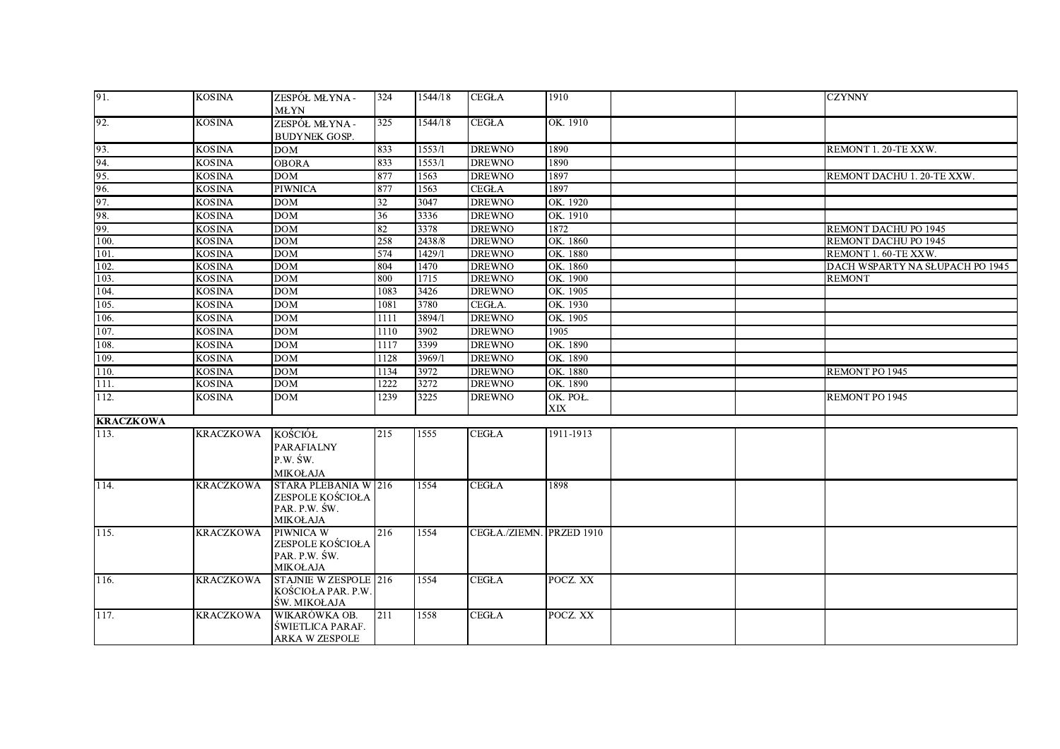| | | | | | | | | | |
|---|---|---|---|---|---|---|---|---|---|
| 91. | KOSINA | ZESPÓŁ MŁYNA - MŁYN | 324 | 1544/18 | CEGŁA | 1910 | | | CZYNNY |
| 92. | KOSINA | ZESPÓŁ MŁYNA - BUDYNEK GOSP. | 325 | 1544/18 | CEGŁA | OK. 1910 | | | |
| 93. | KOSINA | DOM | 833 | 1553/1 | DREWNO | 1890 | | | REMONT 1. 20-TE XXW. |
| 94. | KOSINA | OBORA | 833 | 1553/1 | DREWNO | 1890 | | | |
| 95. | KOSINA | DOM | 877 | 1563 | DREWNO | 1897 | | | REMONT DACHU 1. 20-TE XXW. |
| 96. | KOSINA | PIWNICA | 877 | 1563 | CEGŁA | 1897 | | | |
| 97. | KOSINA | DOM | 32 | 3047 | DREWNO | OK. 1920 | | | |
| 98. | KOSINA | DOM | 36 | 3336 | DREWNO | OK. 1910 | | | |
| 99. | KOSINA | DOM | 82 | 3378 | DREWNO | 1872 | | | REMONT DACHU PO 1945 |
| 100. | KOSINA | DOM | 258 | 2438/8 | DREWNO | OK. 1860 | | | REMONT DACHU PO 1945 |
| 101. | KOSINA | DOM | 574 | 1429/1 | DREWNO | OK. 1880 | | | REMONT 1. 60-TE XXW. |
| 102. | KOSINA | DOM | 804 | 1470 | DREWNO | OK. 1860 | | | DACH WSPARTY NA SŁUPACH PO 1945 |
| 103. | KOSINA | DOM | 800 | 1715 | DREWNO | OK. 1900 | | | REMONT |
| 104. | KOSINA | DOM | 1083 | 3426 | DREWNO | OK. 1905 | | | |
| 105. | KOSINA | DOM | 1081 | 3780 | CEGŁA. | OK. 1930 | | | |
| 106. | KOSINA | DOM | 1111 | 3894/1 | DREWNO | OK. 1905 | | | |
| 107. | KOSINA | DOM | 1110 | 3902 | DREWNO | 1905 | | | |
| 108. | KOSINA | DOM | 1117 | 3399 | DREWNO | OK. 1890 | | | |
| 109. | KOSINA | DOM | 1128 | 3969/1 | DREWNO | OK. 1890 | | | |
| 110. | KOSINA | DOM | 1134 | 3972 | DREWNO | OK. 1880 | | | REMONT PO 1945 |
| 111. | KOSINA | DOM | 1222 | 3272 | DREWNO | OK. 1890 | | | |
| 112. | KOSINA | DOM | 1239 | 3225 | DREWNO | OK. POŁ. XIX | | | REMONT PO 1945 |
| **KRACZKOWA** | | | | | | | | | |
| 113. | KRACZKOWA | KOŚCIÓŁ PARAFIALNY P.W. ŚW. MIKOŁAJA | 215 | 1555 | CEGŁA | 1911-1913 | | | |
| 114. | KRACZKOWA | STARA PLEBANIA W ZESPOLE KOŚCIOŁA PAR. P.W. ŚW. MIKOŁAJA | 216 | 1554 | CEGŁA | 1898 | | | |
| 115. | KRACZKOWA | PIWNICA W ZESPOLE KOŚCIOŁA PAR. P.W. ŚW. MIKOŁAJA | 216 | 1554 | CEGŁA./ZIEMN. | PRZED 1910 | | | |
| 116. | KRACZKOWA | STAJNIE W ZESPOLE KOŚCIOŁA PAR. P.W. ŚW. MIKOŁAJA | 216 | 1554 | CEGŁA | POCZ. XX | | | |
| 117. | KRACZKOWA | WIKARÓWKA OB. ŚWIETLICA PARAF. ARKA W ZESPOLE | 211 | 1558 | CEGŁA | POCZ. XX | | | |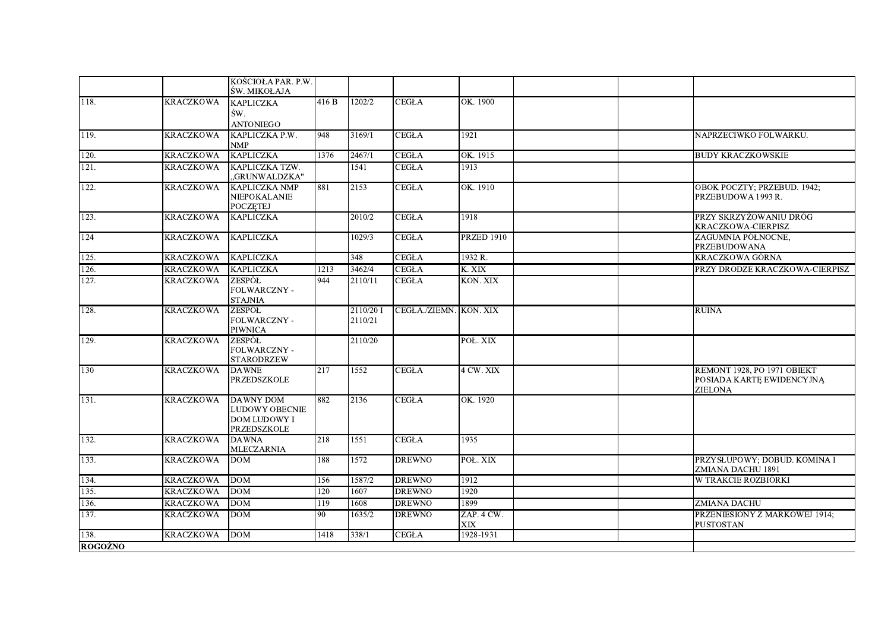|  |  | KOŚCIOŁA PAR. P.W. ŚW. MIKOŁAJA |  |  |  |  |  |  |  |
|---|---|---|---|---|---|---|---|---|---|
| 118. | KRACZKOWA | KAPLICZKA ŚW. ANTONIEGO | 416 B | 1202/2 | CEGŁA | OK. 1900 |  |  |  |
| 119. | KRACZKOWA | KAPLICZKA P.W. NMP | 948 | 3169/1 | CEGŁA | 1921 |  |  | NAPRZECIWKO FOLWARKU. |
| 120. | KRACZKOWA | KAPLICZKA | 1376 | 2467/1 | CEGŁA | OK. 1915 |  |  | BUDY KRACZKOWSKIE |
| 121. | KRACZKOWA | KAPLICZKA TZW. „GRUNWALDZKA" |  | 1541 | CEGŁA | 1913 |  |  |  |
| 122. | KRACZKOWA | KAPLICZKA NMP NIEPOKALANIE POCZĘTEJ | 881 | 2153 | CEGŁA | OK. 1910 |  |  | OBOK POCZTY; PRZEBUD. 1942; PRZEBUDOWA 1993 R. |
| 123. | KRACZKOWA | KAPLICZKA |  | 2010/2 | CEGŁA | 1918 |  |  | PRZY SKRZYŻOWANIU DRÓG KRACZKOWA-CIERPISZ |
| 124 | KRACZKOWA | KAPLICZKA |  | 1029/3 | CEGŁA | PRZED 1910 |  |  | ZAGUMNIA PÓŁNOCNE, PRZEBUDOWANA |
| 125. | KRACZKOWA | KAPLICZKA |  | 348 | CEGŁA | 1932 R. |  |  | KRACZKOWA GÓRNA |
| 126. | KRACZKOWA | KAPLICZKA | 1213 | 3462/4 | CEGŁA | K. XIX |  |  | PRZY DRODZE KRACZKOWA-CIERPISZ |
| 127. | KRACZKOWA | ZESPÓŁ FOLWARCZNY - STAJNIA | 944 | 2110/11 | CEGŁA | KON. XIX |  |  |  |
| 128. | KRACZKOWA | ZESPÓŁ FOLWARCZNY - PIWNICA |  | 2110/20 I 2110/21 | CEGŁA./ZIEMN. | KON. XIX |  |  | RUINA |
| 129. | KRACZKOWA | ZESPÓŁ FOLWARCZNY - STARODRZEW |  | 2110/20 |  | POŁ. XIX |  |  |  |
| 130 | KRACZKOWA | DAWNE PRZEDSZKOLE | 217 | 1552 | CEGŁA | 4 ĆW. XIX |  |  | REMONT 1928, PO 1971 OBIEKT POSIADA KARTĘ EWIDENCYJNĄ ZIELONA |
| 131. | KRACZKOWA | DAWNY DOM LUDOWY OBECNIE DOM LUDOWY I PRZEDSZKOLE | 882 | 2136 | CEGŁA | OK. 1920 |  |  |  |
| 132. | KRACZKOWA | DAWNA MLECZARNIA | 218 | 1551 | CEGŁA | 1935 |  |  |  |
| 133. | KRACZKOWA | DOM | 188 | 1572 | DREWNO | POŁ. XIX |  |  | PRZYSŁUPOWY; DOBUD. KOMINA I ZMIANA DACHU 1891 |
| 134. | KRACZKOWA | DOM | 156 | 1587/2 | DREWNO | 1912 |  |  | W TRAKCIE ROZBIÓRKI |
| 135. | KRACZKOWA | DOM | 120 | 1607 | DREWNO | 1920 |  |  |  |
| 136. | KRACZKOWA | DOM | 119 | 1608 | DREWNO | 1899 |  |  | ZMIANA DACHU |
| 137. | KRACZKOWA | DOM | 90 | 1635/2 | DREWNO | ZAP. 4 ĆW. XIX |  |  | PRZENIESIONY Z MARKOWEJ 1914; PUSTOSTAN |
| 138. | KRACZKOWA | DOM | 1418 | 338/1 | CEGŁA | 1928-1931 |  |  |  |
| **ROGOŹNO** |  |  |  |  |  |  |  |  |  |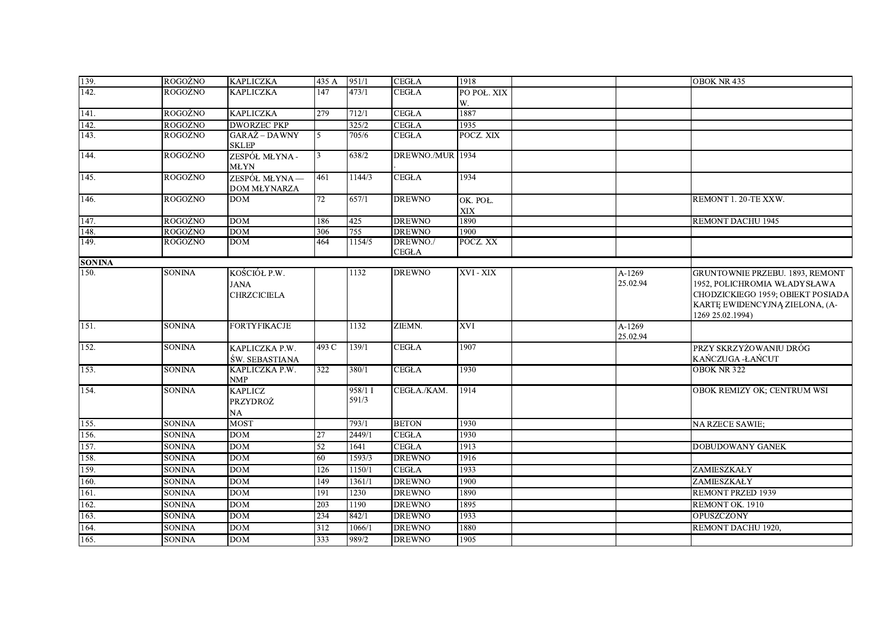| | | | | | | | | | |
|---|---|---|---|---|---|---|---|---|---|
| 139. | ROGOŻNO | KAPLICZKA | 435 A | 951/1 | CEGŁA | 1918 | | | OBOK NR 435 |
| 142. | ROGOŻNO | KAPLICZKA | 147 | 473/1 | CEGŁA | PO POŁ. XIX W. | | | |
| 141. | ROGOŻNO | KAPLICZKA | 279 | 712/1 | CEGŁA | 1887 | | | |
| 142. | ROGOŻNO | DWORZEC PKP | | 325/2 | CEGŁA | 1935 | | | |
| 143. | ROGOŻNO | GARAŻ – DAWNY SKLEP | 5 | 705/6 | CEGŁA | POCZ. XIX | | | |
| 144. | ROGOŻNO | ZESPÓŁ MŁYNA - MŁYN | 3 | 638/2 | DREWNO./MUR. | 1934 | | | |
| 145. | ROGOŻNO | ZESPÓŁ MŁYNA — DOM MŁYNARZA | 461 | 1144/3 | CEGŁA | 1934 | | | |
| 146. | ROGOŻNO | DOM | 72 | 657/1 | DREWNO | OK. POŁ. XIX | | | REMONT 1. 20-TE XXW. |
| 147. | ROGOŻNO | DOM | 186 | 425 | DREWNO | 1890 | | | REMONT DACHU 1945 |
| 148. | ROGOŻNO | DOM | 306 | 755 | DREWNO | 1900 | | | |
| 149. | ROGOŻNO | DOM | 464 | 1154/5 | DREWNO./ CEGŁA | POCZ. XX | | | |
| **SONINA** | | | | | | | | | |
| 150. | SONINA | KOŚCIÓŁ P.W. JANA CHRZCICIELA | | 1132 | DREWNO | XVI - XIX | | A-1269 25.02.94 | GRUNTOWNIE PRZEBU. 1893, REMONT 1952, POLICHROMIA WŁADYSŁAWA CHODZICKIEGO 1959; OBIEKT POSIADA KARTĘ EWIDENCYJNĄ ZIELONA, (A-1269 25.02.1994) |
| 151. | SONINA | FORTYFIKACJE | | 1132 | ZIEMN. | XVI | | A-1269 25.02.94 | |
| 152. | SONINA | KAPLICZKA P.W. ŚW. SEBASTIANA | 493 C | 139/1 | CEGŁA | 1907 | | | PRZY SKRZYŻOWANIU DRÓG KAŃCZUGA -ŁAŃCUT |
| 153. | SONINA | KAPLICZKA P.W. NMP | 322 | 380/1 | CEGŁA | 1930 | | | OBOK NR 322 |
| 154. | SONINA | KAPLICZ PRZYDROŻ NA | | 958/1 I 591/3 | CEGŁA./KAM. | 1914 | | | OBOK REMIZY OK; CENTRUM WSI |
| 155. | SONINA | MOST | | 793/1 | BETON | 1930 | | | NA RZECE SAWIE; |
| 156. | SONINA | DOM | 27 | 2449/1 | CEGŁA | 1930 | | | |
| 157. | SONINA | DOM | 52 | 1641 | CEGŁA | 1913 | | | DOBUDOWANY GANEK |
| 158. | SONINA | DOM | 60 | 1593/3 | DREWNO | 1916 | | | |
| 159. | SONINA | DOM | 126 | 1150/1 | CEGŁA | 1933 | | | ZAMIESZKAŁY |
| 160. | SONINA | DOM | 149 | 1361/1 | DREWNO | 1900 | | | ZAMIESZKAŁY |
| 161. | SONINA | DOM | 191 | 1230 | DREWNO | 1890 | | | REMONT PRZED 1939 |
| 162. | SONINA | DOM | 203 | 1190 | DREWNO | 1895 | | | REMONT OK. 1910 |
| 163. | SONINA | DOM | 234 | 842/1 | DREWNO | 1933 | | | OPUSZCZONY |
| 164. | SONINA | DOM | 312 | 1066/1 | DREWNO | 1880 | | | REMONT DACHU 1920, |
| 165. | SONINA | DOM | 333 | 989/2 | DREWNO | 1905 | | | |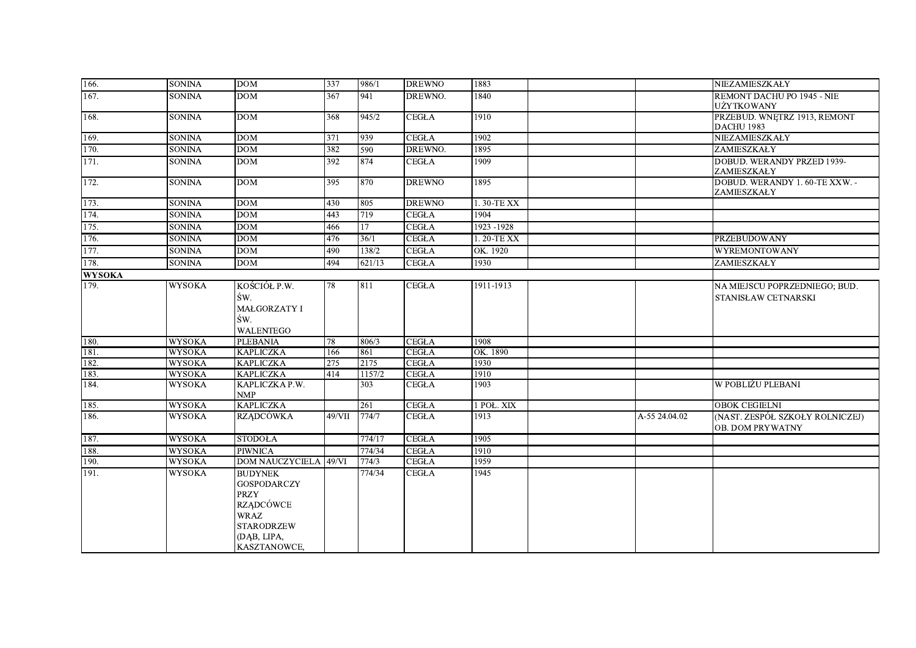| | | | | | | | | | |
|---|---|---|---|---|---|---|---|---|---|
| 166. | SONINA | DOM | 337 | 986/1 | DREWNO | 1883 | | | NIEZAMIESZKAŁY |
| 167. | SONINA | DOM | 367 | 941 | DREWNO. | 1840 | | | REMONT DACHU PO 1945 - NIE UŻYTKOWANY |
| 168. | SONINA | DOM | 368 | 945/2 | CEGŁA | 1910 | | | PRZEBUD. WNĘTRZ 1913, REMONT DACHU 1983 |
| 169. | SONINA | DOM | 371 | 939 | CEGŁA | 1902 | | | NIEZAMIESZKAŁY |
| 170. | SONINA | DOM | 382 | 590 | DREWNO. | 1895 | | | ZAMIESZKAŁY |
| 171. | SONINA | DOM | 392 | 874 | CEGŁA | 1909 | | | DOBUD. WERANDY PRZED 1939-ZAMIESZKAŁY |
| 172. | SONINA | DOM | 395 | 870 | DREWNO | 1895 | | | DOBUD. WERANDY 1. 60-TE XXW. - ZAMIESZKAŁY |
| 173. | SONINA | DOM | 430 | 805 | DREWNO | 1. 30-TE XX | | | |
| 174. | SONINA | DOM | 443 | 719 | CEGŁA | 1904 | | | |
| 175. | SONINA | DOM | 466 | 17 | CEGŁA | 1923 -1928 | | | |
| 176. | SONINA | DOM | 476 | 36/1 | CEGŁA | 1. 20-TE XX | | | PRZEBUDOWANY |
| 177. | SONINA | DOM | 490 | 138/2 | CEGŁA | OK. 1920 | | | WYREMONTOWANY |
| 178. | SONINA | DOM | 494 | 621/13 | CEGŁA | 1930 | | | ZAMIESZKAŁY |
| **WYSOKA** | | | | | | | | | |
| 179. | WYSOKA | KOŚCIÓŁ P.W. ŚW. MAŁGORZATY I ŚW. WALENTEGO | 78 | 811 | CEGŁA | 1911-1913 | | | NA MIEJSCU POPRZEDNIEGO; BUD. STANISŁAW CETNARSKI |
| 180. | WYSOKA | PLEBANIA | 78 | 806/3 | CEGŁA | 1908 | | | |
| 181. | WYSOKA | KAPLICZKA | 166 | 861 | CEGŁA | OK. 1890 | | | |
| 182. | WYSOKA | KAPLICZKA | 275 | 2175 | CEGŁA | 1930 | | | |
| 183. | WYSOKA | KAPLICZKA | 414 | 1157/2 | CEGŁA | 1910 | | | |
| 184. | WYSOKA | KAPLICZKA P.W. NMP | | 303 | CEGŁA | 1903 | | | W POBLIŻU PLEBANI |
| 185. | WYSOKA | KAPLICZKA | | 261 | CEGŁA | 1 POŁ. XIX | | | OBOK CEGIELNI |
| 186. | WYSOKA | RZĄDCÓWKA | 49/VII | 774/7 | CEGŁA | 1913 | | A-55 24.04.02 | (NAST. ZESPÓŁ SZKOŁY ROLNICZEJ) OB. DOM PRYWATNY |
| 187. | WYSOKA | STODOŁA | | 774/17 | CEGŁA | 1905 | | | |
| 188. | WYSOKA | PIWNICA | | 774/34 | CEGŁA | 1910 | | | |
| 190. | WYSOKA | DOM NAUCZYCIELA | 49/VI | 774/3 | CEGŁA | 1959 | | | |
| 191. | WYSOKA | BUDYNEK GOSPODARCZY PRZY RZĄDCÓWCE WRAZ STARODRZEW (DĄB, LIPA, KASZTANOWCE, | | 774/34 | CEGŁA | 1945 | | | |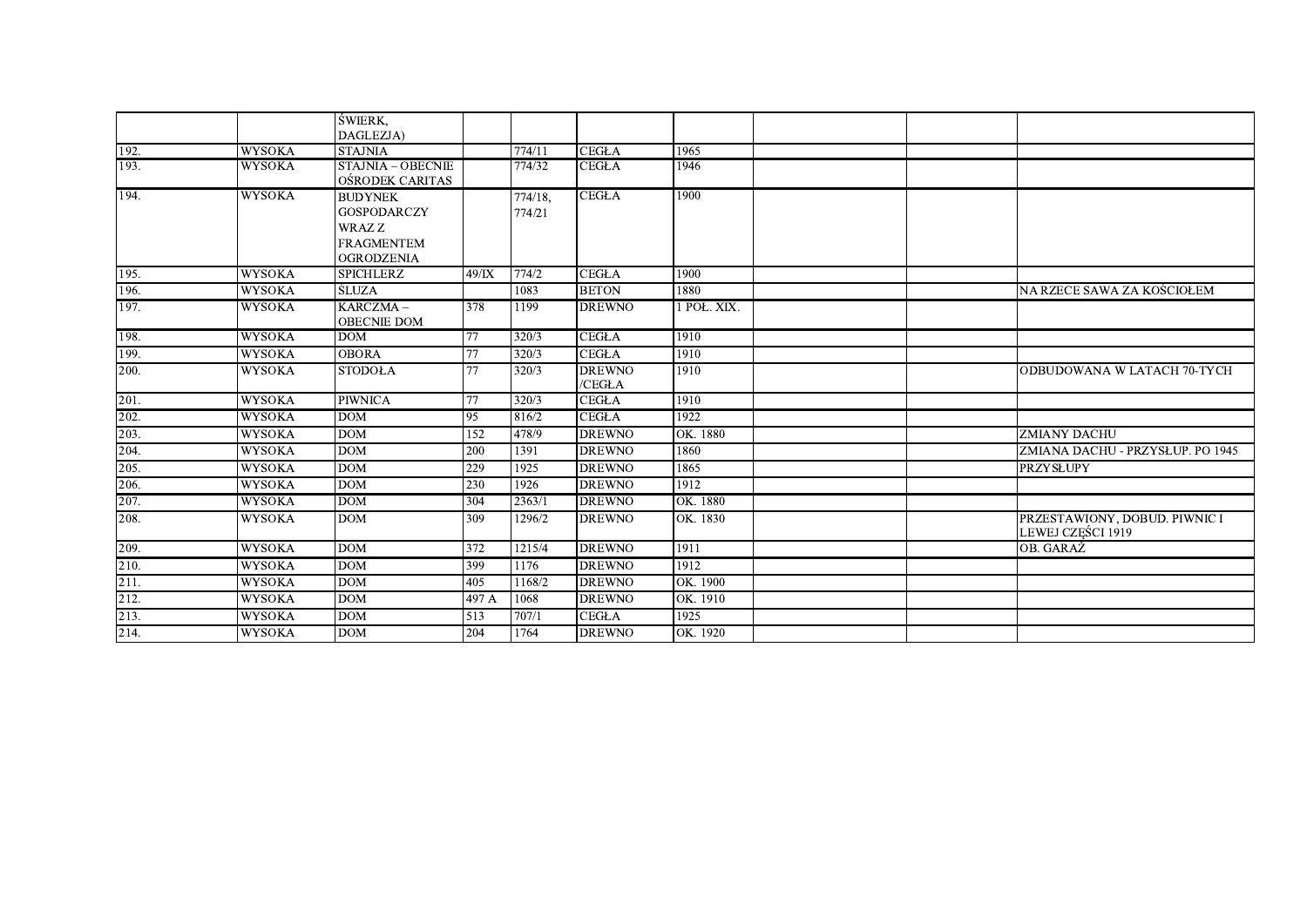| | | | | | | | | | |
|---|---|---|---|---|---|---|---|---|---|
| | | ŚWIERK, DAGLEZJA) | | | | | | | |
| 192. | WYSOKA | STAJNIA | | 774/11 | CEGŁA | 1965 | | | |
| 193. | WYSOKA | STAJNIA – OBECNIE OŚRODEK CARITAS | | 774/32 | CEGŁA | 1946 | | | |
| 194. | WYSOKA | BUDYNEK GOSPODARCZY WRAZ Z FRAGMENTEM OGRODZENIA | | 774/18, 774/21 | CEGŁA | 1900 | | | |
| 195. | WYSOKA | SPICHLERZ | 49/IX | 774/2 | CEGŁA | 1900 | | | |
| 196. | WYSOKA | ŚLUZA | | 1083 | BETON | 1880 | | | NA RZECE SAWA ZA KOŚCIOŁEM |
| 197. | WYSOKA | KARCZMA – OBECNIE DOM | 378 | 1199 | DREWNO | 1 POŁ. XIX. | | | |
| 198. | WYSOKA | DOM | 77 | 320/3 | CEGŁA | 1910 | | | |
| 199. | WYSOKA | OBORA | 77 | 320/3 | CEGŁA | 1910 | | | |
| 200. | WYSOKA | STODOŁA | 77 | 320/3 | DREWNO /CEGŁA | 1910 | | | ODBUDOWANA W LATACH 70-TYCH |
| 201. | WYSOKA | PIWNICA | 77 | 320/3 | CEGŁA | 1910 | | | |
| 202. | WYSOKA | DOM | 95 | 816/2 | CEGŁA | 1922 | | | |
| 203. | WYSOKA | DOM | 152 | 478/9 | DREWNO | OK. 1880 | | | ZMIANY DACHU |
| 204. | WYSOKA | DOM | 200 | 1391 | DREWNO | 1860 | | | ZMIANA DACHU - PRZYSŁUP. PO 1945 |
| 205. | WYSOKA | DOM | 229 | 1925 | DREWNO | 1865 | | | PRZYSŁUPY |
| 206. | WYSOKA | DOM | 230 | 1926 | DREWNO | 1912 | | | |
| 207. | WYSOKA | DOM | 304 | 2363/1 | DREWNO | OK. 1880 | | | |
| 208. | WYSOKA | DOM | 309 | 1296/2 | DREWNO | OK. 1830 | | | PRZESTAWIONY, DOBUD. PIWNIC I LEWEJ CZĘŚCI 1919 |
| 209. | WYSOKA | DOM | 372 | 1215/4 | DREWNO | 1911 | | | OB. GARAŻ |
| 210. | WYSOKA | DOM | 399 | 1176 | DREWNO | 1912 | | | |
| 211. | WYSOKA | DOM | 405 | 1168/2 | DREWNO | OK. 1900 | | | |
| 212. | WYSOKA | DOM | 497 A | 1068 | DREWNO | OK. 1910 | | | |
| 213. | WYSOKA | DOM | 513 | 707/1 | CEGŁA | 1925 | | | |
| 214. | WYSOKA | DOM | 204 | 1764 | DREWNO | OK. 1920 | | | |